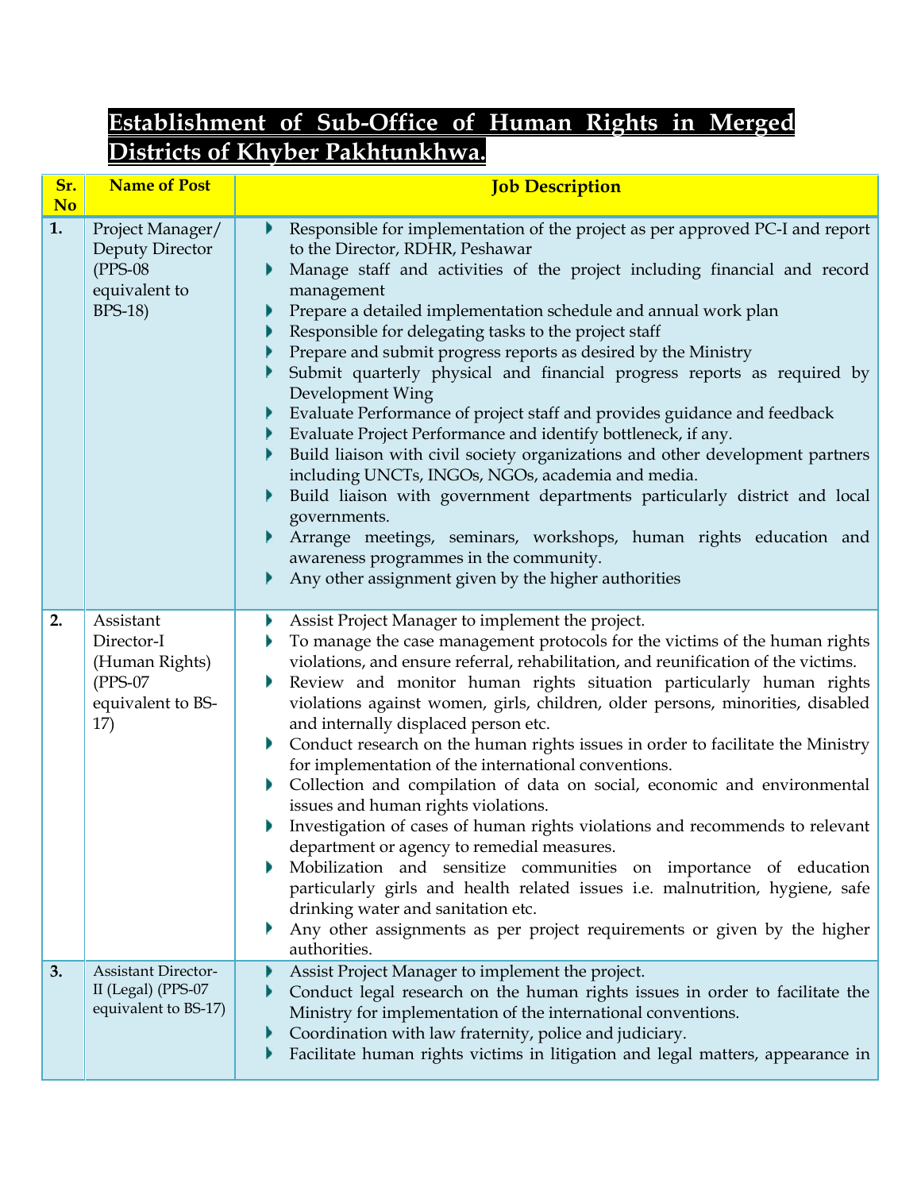# Establishment of Sub-Office of Human Rights in Merged Districts of Khyber Pakhtunkhwa.

| Sr. No | Name of Post | Job Description |
|---|---|---|
| 1. | Project Manager/ Deputy Director (PPS-08 equivalent to BPS-18) | • Responsible for implementation of the project as per approved PC-I and report to the Director, RDHR, Peshawar<br>• Manage staff and activities of the project including financial and record management<br>• Prepare a detailed implementation schedule and annual work plan<br>• Responsible for delegating tasks to the project staff<br>• Prepare and submit progress reports as desired by the Ministry<br>• Submit quarterly physical and financial progress reports as required by Development Wing<br>• Evaluate Performance of project staff and provides guidance and feedback<br>• Evaluate Project Performance and identify bottleneck, if any.<br>• Build liaison with civil society organizations and other development partners including UNCTs, INGOs, NGOs, academia and media.<br>• Build liaison with government departments particularly district and local governments.<br>• Arrange meetings, seminars, workshops, human rights education and awareness programmes in the community.<br>• Any other assignment given by the higher authorities |
| 2. | Assistant Director-I (Human Rights) (PPS-07 equivalent to BS-17) | • Assist Project Manager to implement the project.<br>• To manage the case management protocols for the victims of the human rights violations, and ensure referral, rehabilitation, and reunification of the victims.<br>• Review and monitor human rights situation particularly human rights violations against women, girls, children, older persons, minorities, disabled and internally displaced person etc.<br>• Conduct research on the human rights issues in order to facilitate the Ministry for implementation of the international conventions.<br>• Collection and compilation of data on social, economic and environmental issues and human rights violations.<br>• Investigation of cases of human rights violations and recommends to relevant department or agency to remedial measures.<br>• Mobilization and sensitize communities on importance of education particularly girls and health related issues i.e. malnutrition, hygiene, safe drinking water and sanitation etc.<br>• Any other assignments as per project requirements or given by the higher authorities. |
| 3. | Assistant Director-II (Legal) (PPS-07 equivalent to BS-17) | • Assist Project Manager to implement the project.<br>• Conduct legal research on the human rights issues in order to facilitate the Ministry for implementation of the international conventions.<br>• Coordination with law fraternity, police and judiciary.<br>• Facilitate human rights victims in litigation and legal matters, appearance in |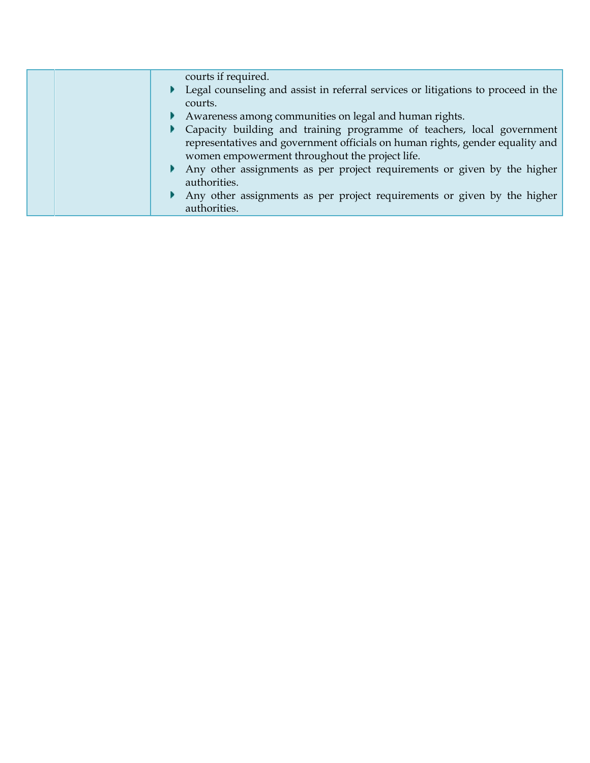| | | |
|---|---|---|
| | | courts if required.<br>- Legal counseling and assist in referral services or litigations to proceed in the courts.<br>- Awareness among communities on legal and human rights.<br>- Capacity building and training programme of teachers, local government representatives and government officials on human rights, gender equality and women empowerment throughout the project life.<br>- Any other assignments as per project requirements or given by the higher authorities.<br>- Any other assignments as per project requirements or given by the higher authorities. |